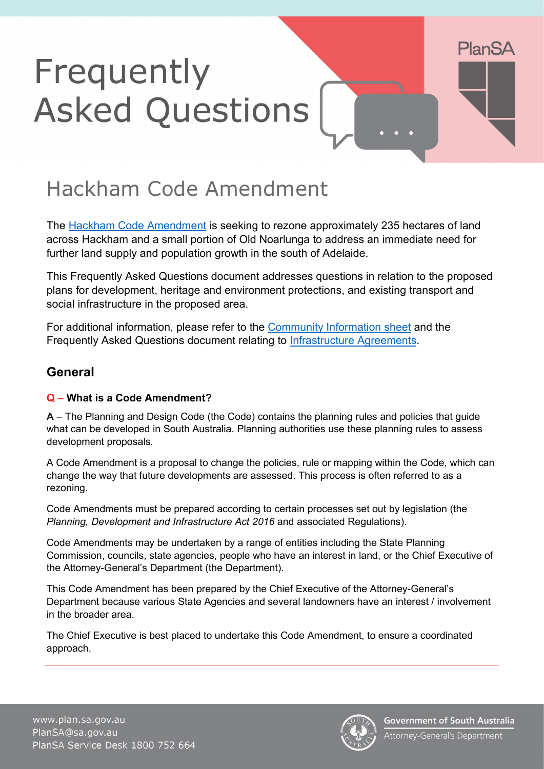# Frequently Asked Questions

## Hackham Code Amendment

The Hackham Code Amendment is seeking to rezone approximately 235 hectares of land across Hackham and a small portion of Old Noarlunga to address an immediate need for further land supply and population growth in the south of Adelaide.

This Frequently Asked Questions document addresses questions in relation to the proposed plans for development, heritage and environment protections, and existing transport and social infrastructure in the proposed area.

For additional information, please refer to the Community Information sheet and the Frequently Asked Questions document relating to Infrastructure Agreements.

### General

**Q – What is a Code Amendment?**

**A** – The Planning and Design Code (the Code) contains the planning rules and policies that guide what can be developed in South Australia. Planning authorities use these planning rules to assess development proposals.

A Code Amendment is a proposal to change the policies, rule or mapping within the Code, which can change the way that future developments are assessed. This process is often referred to as a rezoning.

Code Amendments must be prepared according to certain processes set out by legislation (the *Planning, Development and Infrastructure Act 2016* and associated Regulations).

Code Amendments may be undertaken by a range of entities including the State Planning Commission, councils, state agencies, people who have an interest in land, or the Chief Executive of the Attorney-General's Department (the Department).

This Code Amendment has been prepared by the Chief Executive of the Attorney-General's Department because various State Agencies and several landowners have an interest / involvement in the broader area.

The Chief Executive is best placed to undertake this Code Amendment, to ensure a coordinated approach.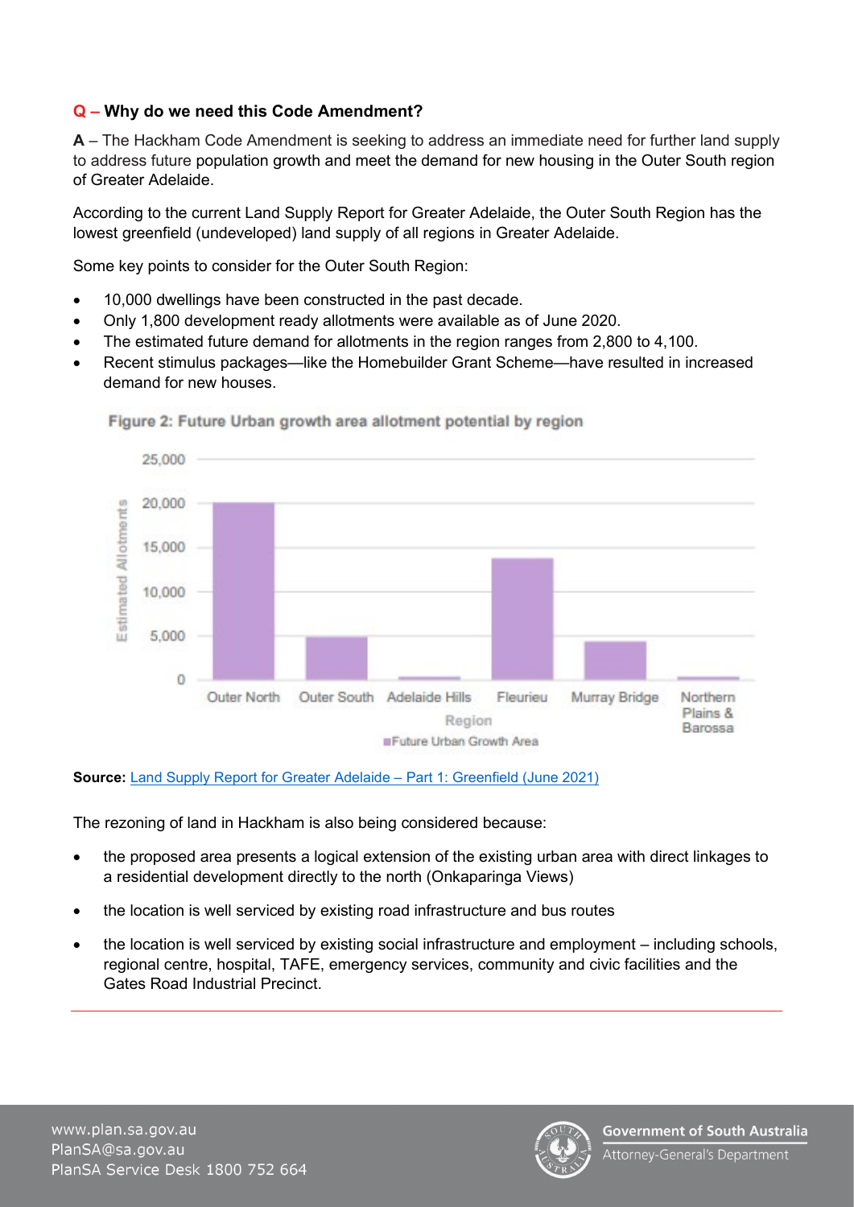**Q – Why do we need this Code Amendment?**

**A** – The Hackham Code Amendment is seeking to address an immediate need for further land supply to address future population growth and meet the demand for new housing in the Outer South region of Greater Adelaide.

According to the current Land Supply Report for Greater Adelaide, the Outer South Region has the lowest greenfield (undeveloped) land supply of all regions in Greater Adelaide.

Some key points to consider for the Outer South Region:

- 10,000 dwellings have been constructed in the past decade.
- Only 1,800 development ready allotments were available as of June 2020.
- The estimated future demand for allotments in the region ranges from 2,800 to 4,100.
- Recent stimulus packages—like the Homebuilder Grant Scheme—have resulted in increased demand for new houses.

**Figure 2: Future Urban growth area allotment potential by region**

| Region | Estimated Allotments (Future Urban Growth Area) |
|---|---|
| Outer North | ~20,000 |
| Outer South | ~4,800 |
| Adelaide Hills | ~300 |
| Fleurieu | ~13,800 |
| Murray Bridge | ~4,300 |
| Northern Plains & Barossa | ~300 |

**Source:** [Land Supply Report for Greater Adelaide – Part 1: Greenfield (June 2021)]

The rezoning of land in Hackham is also being considered because:

- the proposed area presents a logical extension of the existing urban area with direct linkages to a residential development directly to the north (Onkaparinga Views)
- the location is well serviced by existing road infrastructure and bus routes
- the location is well serviced by existing social infrastructure and employment – including schools, regional centre, hospital, TAFE, emergency services, community and civic facilities and the Gates Road Industrial Precinct.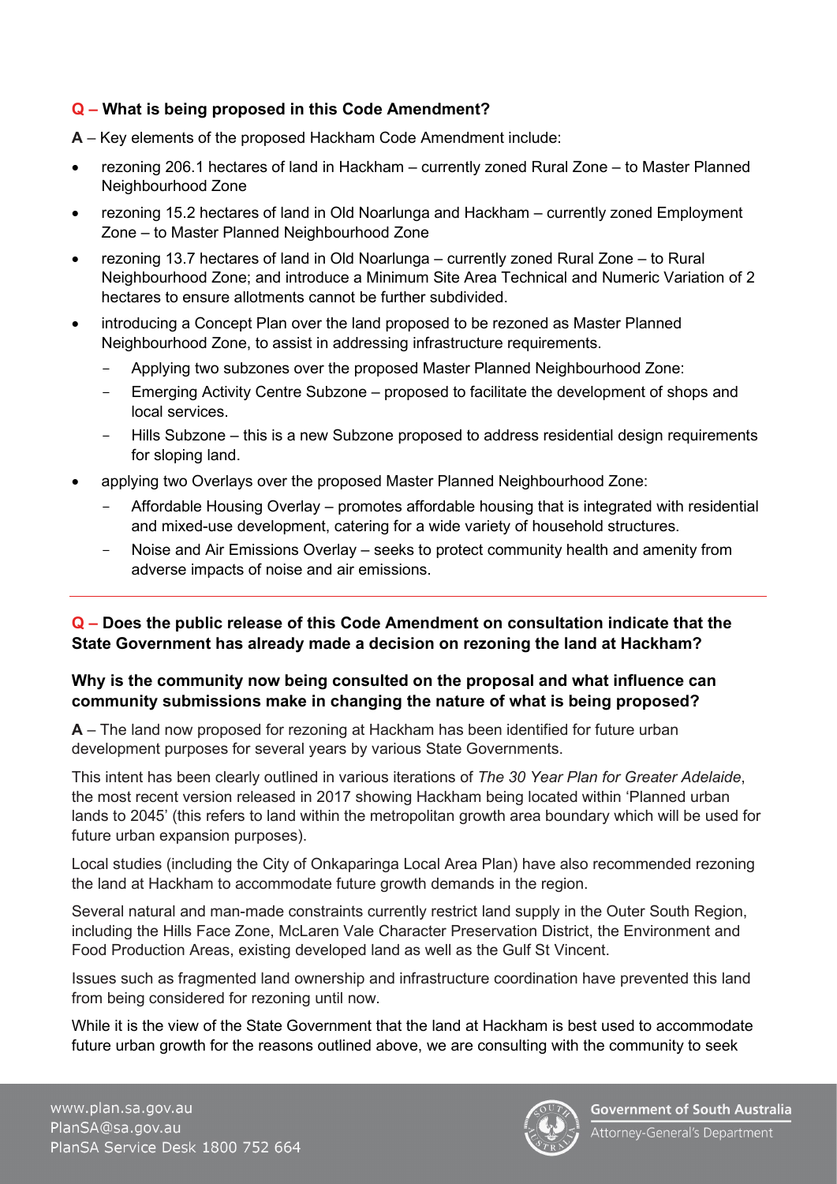**Q – What is being proposed in this Code Amendment?**

**A** – Key elements of the proposed Hackham Code Amendment include:

- rezoning 206.1 hectares of land in Hackham – currently zoned Rural Zone – to Master Planned Neighbourhood Zone
- rezoning 15.2 hectares of land in Old Noarlunga and Hackham – currently zoned Employment Zone – to Master Planned Neighbourhood Zone
- rezoning 13.7 hectares of land in Old Noarlunga – currently zoned Rural Zone – to Rural Neighbourhood Zone; and introduce a Minimum Site Area Technical and Numeric Variation of 2 hectares to ensure allotments cannot be further subdivided.
- introducing a Concept Plan over the land proposed to be rezoned as Master Planned Neighbourhood Zone, to assist in addressing infrastructure requirements.
  - Applying two subzones over the proposed Master Planned Neighbourhood Zone:
  - Emerging Activity Centre Subzone – proposed to facilitate the development of shops and local services.
  - Hills Subzone – this is a new Subzone proposed to address residential design requirements for sloping land.
- applying two Overlays over the proposed Master Planned Neighbourhood Zone:
  - Affordable Housing Overlay – promotes affordable housing that is integrated with residential and mixed-use development, catering for a wide variety of household structures.
  - Noise and Air Emissions Overlay – seeks to protect community health and amenity from adverse impacts of noise and air emissions.

---

**Q – Does the public release of this Code Amendment on consultation indicate that the State Government has already made a decision on rezoning the land at Hackham?**

**Why is the community now being consulted on the proposal and what influence can community submissions make in changing the nature of what is being proposed?**

**A** – The land now proposed for rezoning at Hackham has been identified for future urban development purposes for several years by various State Governments.

This intent has been clearly outlined in various iterations of *The 30 Year Plan for Greater Adelaide*, the most recent version released in 2017 showing Hackham being located within 'Planned urban lands to 2045' (this refers to land within the metropolitan growth area boundary which will be used for future urban expansion purposes).

Local studies (including the City of Onkaparinga Local Area Plan) have also recommended rezoning the land at Hackham to accommodate future growth demands in the region.

Several natural and man-made constraints currently restrict land supply in the Outer South Region, including the Hills Face Zone, McLaren Vale Character Preservation District, the Environment and Food Production Areas, existing developed land as well as the Gulf St Vincent.

Issues such as fragmented land ownership and infrastructure coordination have prevented this land from being considered for rezoning until now.

While it is the view of the State Government that the land at Hackham is best used to accommodate future urban growth for the reasons outlined above, we are consulting with the community to seek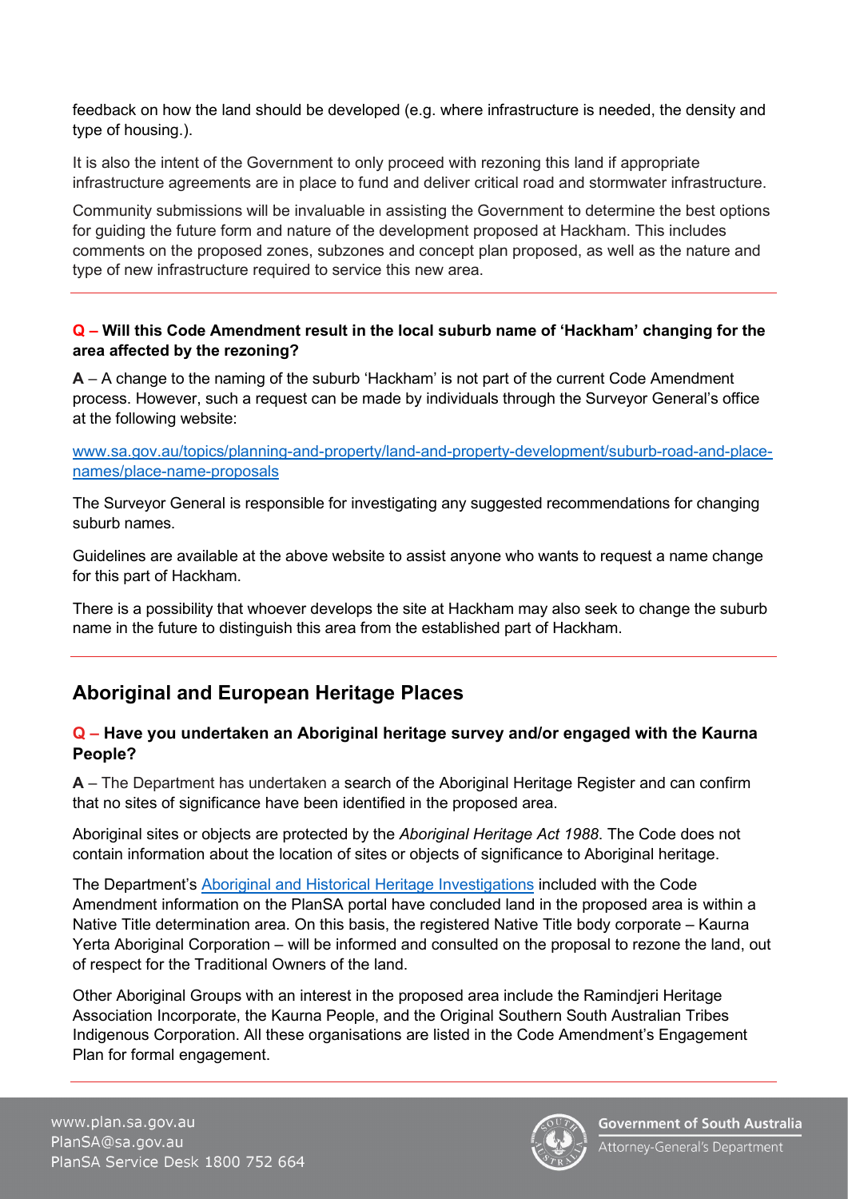feedback on how the land should be developed (e.g. where infrastructure is needed, the density and type of housing.).

It is also the intent of the Government to only proceed with rezoning this land if appropriate infrastructure agreements are in place to fund and deliver critical road and stormwater infrastructure.

Community submissions will be invaluable in assisting the Government to determine the best options for guiding the future form and nature of the development proposed at Hackham. This includes comments on the proposed zones, subzones and concept plan proposed, as well as the nature and type of new infrastructure required to service this new area.

---

**Q – Will this Code Amendment result in the local suburb name of 'Hackham' changing for the area affected by the rezoning?**

**A** – A change to the naming of the suburb 'Hackham' is not part of the current Code Amendment process. However, such a request can be made by individuals through the Surveyor General's office at the following website:

[www.sa.gov.au/topics/planning-and-property/land-and-property-development/suburb-road-and-place-names/place-name-proposals](www.sa.gov.au/topics/planning-and-property/land-and-property-development/suburb-road-and-place-names/place-name-proposals)

The Surveyor General is responsible for investigating any suggested recommendations for changing suburb names.

Guidelines are available at the above website to assist anyone who wants to request a name change for this part of Hackham.

There is a possibility that whoever develops the site at Hackham may also seek to change the suburb name in the future to distinguish this area from the established part of Hackham.

---

## Aboriginal and European Heritage Places

**Q – Have you undertaken an Aboriginal heritage survey and/or engaged with the Kaurna People?**

**A** – The Department has undertaken a search of the Aboriginal Heritage Register and can confirm that no sites of significance have been identified in the proposed area.

Aboriginal sites or objects are protected by the *Aboriginal Heritage Act 1988*. The Code does not contain information about the location of sites or objects of significance to Aboriginal heritage.

The Department's [Aboriginal and Historical Heritage Investigations]() included with the Code Amendment information on the PlanSA portal have concluded land in the proposed area is within a Native Title determination area. On this basis, the registered Native Title body corporate – Kaurna Yerta Aboriginal Corporation – will be informed and consulted on the proposal to rezone the land, out of respect for the Traditional Owners of the land.

Other Aboriginal Groups with an interest in the proposed area include the Ramindjeri Heritage Association Incorporate, the Kaurna People, and the Original Southern South Australian Tribes Indigenous Corporation. All these organisations are listed in the Code Amendment's Engagement Plan for formal engagement.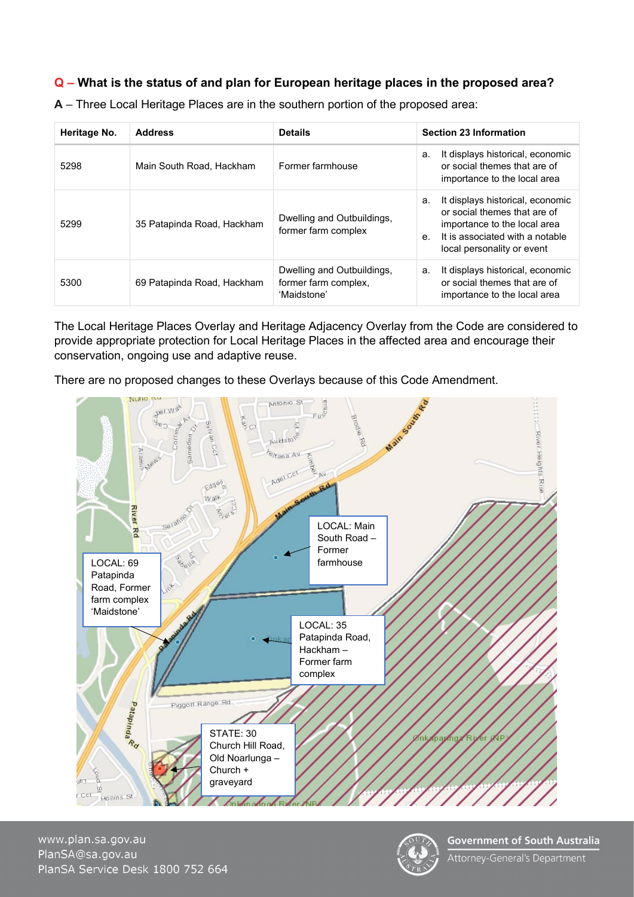**Q – What is the status of and plan for European heritage places in the proposed area?**

**A** – Three Local Heritage Places are in the southern portion of the proposed area:

| Heritage No. | Address | Details | Section 23 Information |
| --- | --- | --- | --- |
| 5298 | Main South Road, Hackham | Former farmhouse | a. It displays historical, economic or social themes that are of importance to the local area |
| 5299 | 35 Patapinda Road, Hackham | Dwelling and Outbuildings, former farm complex | a. It displays historical, economic or social themes that are of importance to the local area<br>e. It is associated with a notable local personality or event |
| 5300 | 69 Patapinda Road, Hackham | Dwelling and Outbuildings, former farm complex, 'Maidstone' | a. It displays historical, economic or social themes that are of importance to the local area |

The Local Heritage Places Overlay and Heritage Adjacency Overlay from the Code are considered to provide appropriate protection for Local Heritage Places in the affected area and encourage their conservation, ongoing use and adaptive reuse.

There are no proposed changes to these Overlays because of this Code Amendment.

LOCAL: Main South Road – Former farmhouse

LOCAL: 69 Patapinda Road, Former farm complex 'Maidstone'

LOCAL: 35 Patapinda Road, Hackham – Former farm complex

STATE: 30 Church Hill Road, Old Noarlunga – Church + graveyard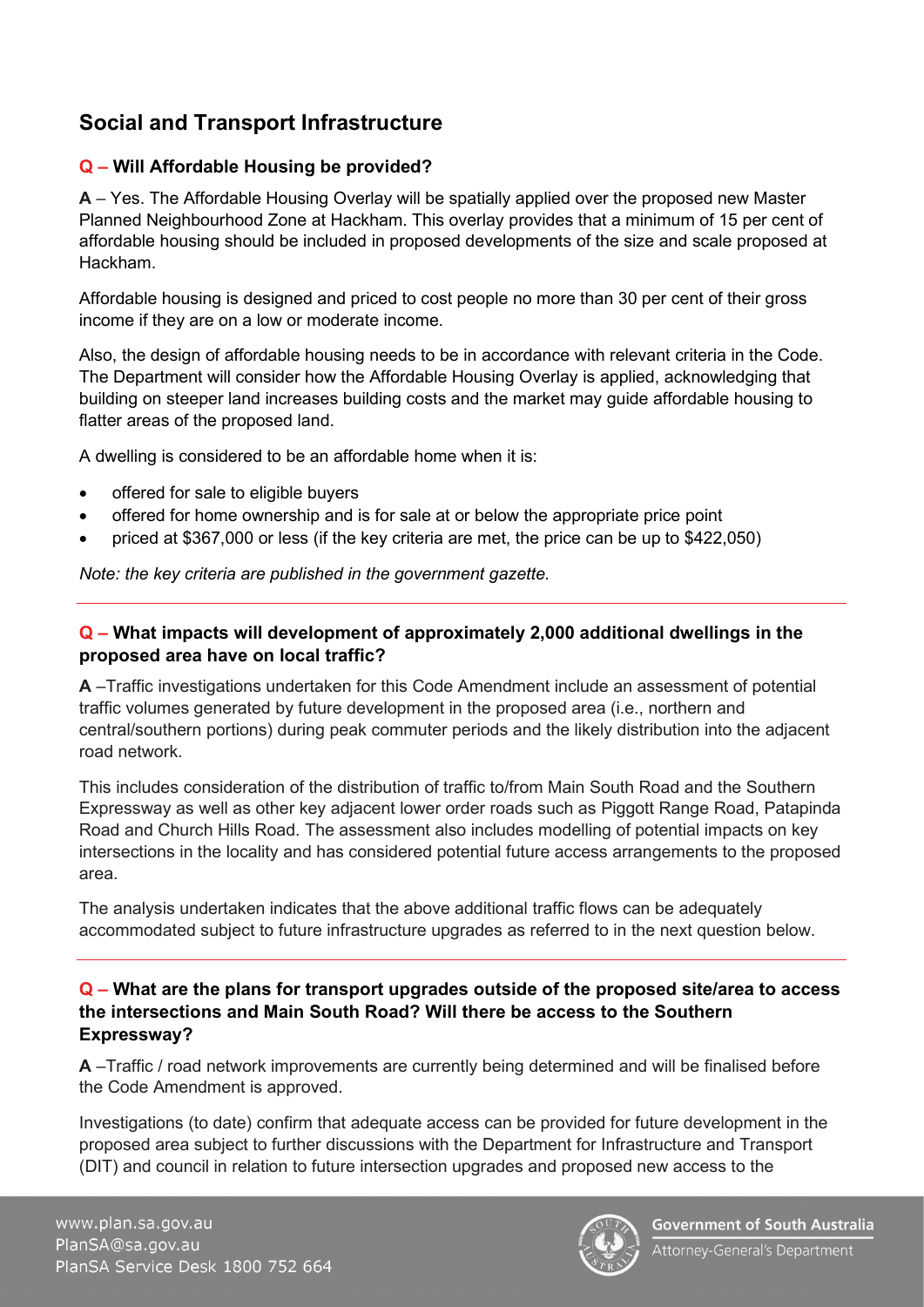## Social and Transport Infrastructure

### Q – Will Affordable Housing be provided?

**A** – Yes. The Affordable Housing Overlay will be spatially applied over the proposed new Master Planned Neighbourhood Zone at Hackham. This overlay provides that a minimum of 15 per cent of affordable housing should be included in proposed developments of the size and scale proposed at Hackham.

Affordable housing is designed and priced to cost people no more than 30 per cent of their gross income if they are on a low or moderate income.

Also, the design of affordable housing needs to be in accordance with relevant criteria in the Code. The Department will consider how the Affordable Housing Overlay is applied, acknowledging that building on steeper land increases building costs and the market may guide affordable housing to flatter areas of the proposed land.

A dwelling is considered to be an affordable home when it is:

- offered for sale to eligible buyers
- offered for home ownership and is for sale at or below the appropriate price point
- priced at $367,000 or less (if the key criteria are met, the price can be up to $422,050)

*Note: the key criteria are published in the government gazette.*

---

### Q – What impacts will development of approximately 2,000 additional dwellings in the proposed area have on local traffic?

**A** –Traffic investigations undertaken for this Code Amendment include an assessment of potential traffic volumes generated by future development in the proposed area (i.e., northern and central/southern portions) during peak commuter periods and the likely distribution into the adjacent road network.

This includes consideration of the distribution of traffic to/from Main South Road and the Southern Expressway as well as other key adjacent lower order roads such as Piggott Range Road, Patapinda Road and Church Hills Road. The assessment also includes modelling of potential impacts on key intersections in the locality and has considered potential future access arrangements to the proposed area.

The analysis undertaken indicates that the above additional traffic flows can be adequately accommodated subject to future infrastructure upgrades as referred to in the next question below.

---

### Q – What are the plans for transport upgrades outside of the proposed site/area to access the intersections and Main South Road? Will there be access to the Southern Expressway?

**A** –Traffic / road network improvements are currently being determined and will be finalised before the Code Amendment is approved.

Investigations (to date) confirm that adequate access can be provided for future development in the proposed area subject to further discussions with the Department for Infrastructure and Transport (DIT) and council in relation to future intersection upgrades and proposed new access to the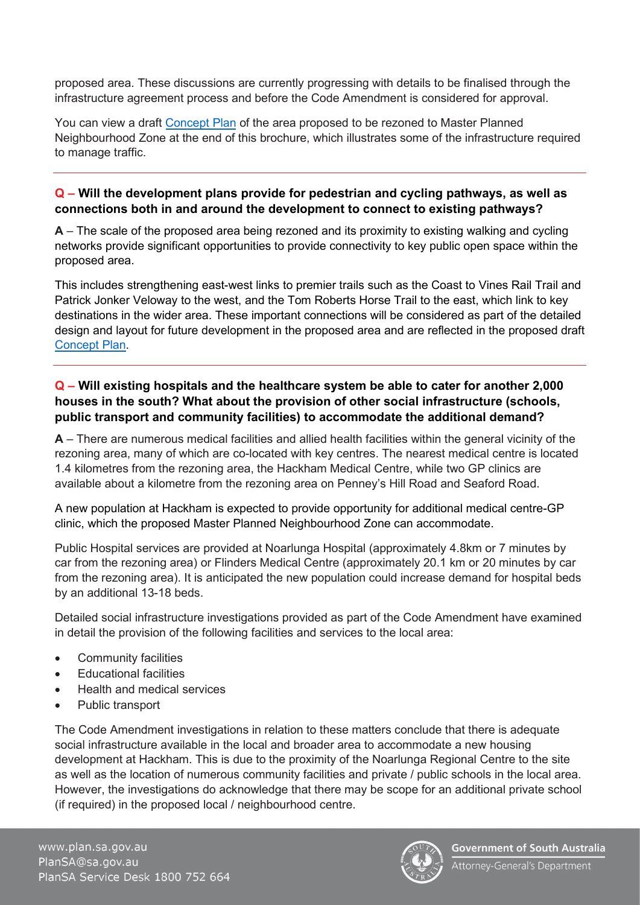proposed area. These discussions are currently progressing with details to be finalised through the infrastructure agreement process and before the Code Amendment is considered for approval.

You can view a draft Concept Plan of the area proposed to be rezoned to Master Planned Neighbourhood Zone at the end of this brochure, which illustrates some of the infrastructure required to manage traffic.

---

**Q – Will the development plans provide for pedestrian and cycling pathways, as well as connections both in and around the development to connect to existing pathways?**

**A** – The scale of the proposed area being rezoned and its proximity to existing walking and cycling networks provide significant opportunities to provide connectivity to key public open space within the proposed area.

This includes strengthening east-west links to premier trails such as the Coast to Vines Rail Trail and Patrick Jonker Veloway to the west, and the Tom Roberts Horse Trail to the east, which link to key destinations in the wider area. These important connections will be considered as part of the detailed design and layout for future development in the proposed area and are reflected in the proposed draft Concept Plan.

---

**Q – Will existing hospitals and the healthcare system be able to cater for another 2,000 houses in the south? What about the provision of other social infrastructure (schools, public transport and community facilities) to accommodate the additional demand?**

**A** – There are numerous medical facilities and allied health facilities within the general vicinity of the rezoning area, many of which are co-located with key centres. The nearest medical centre is located 1.4 kilometres from the rezoning area, the Hackham Medical Centre, while two GP clinics are available about a kilometre from the rezoning area on Penney's Hill Road and Seaford Road.

A new population at Hackham is expected to provide opportunity for additional medical centre-GP clinic, which the proposed Master Planned Neighbourhood Zone can accommodate.

Public Hospital services are provided at Noarlunga Hospital (approximately 4.8km or 7 minutes by car from the rezoning area) or Flinders Medical Centre (approximately 20.1 km or 20 minutes by car from the rezoning area). It is anticipated the new population could increase demand for hospital beds by an additional 13-18 beds.

Detailed social infrastructure investigations provided as part of the Code Amendment have examined in detail the provision of the following facilities and services to the local area:

- Community facilities
- Educational facilities
- Health and medical services
- Public transport

The Code Amendment investigations in relation to these matters conclude that there is adequate social infrastructure available in the local and broader area to accommodate a new housing development at Hackham. This is due to the proximity of the Noarlunga Regional Centre to the site as well as the location of numerous community facilities and private / public schools in the local area. However, the investigations do acknowledge that there may be scope for an additional private school (if required) in the proposed local / neighbourhood centre.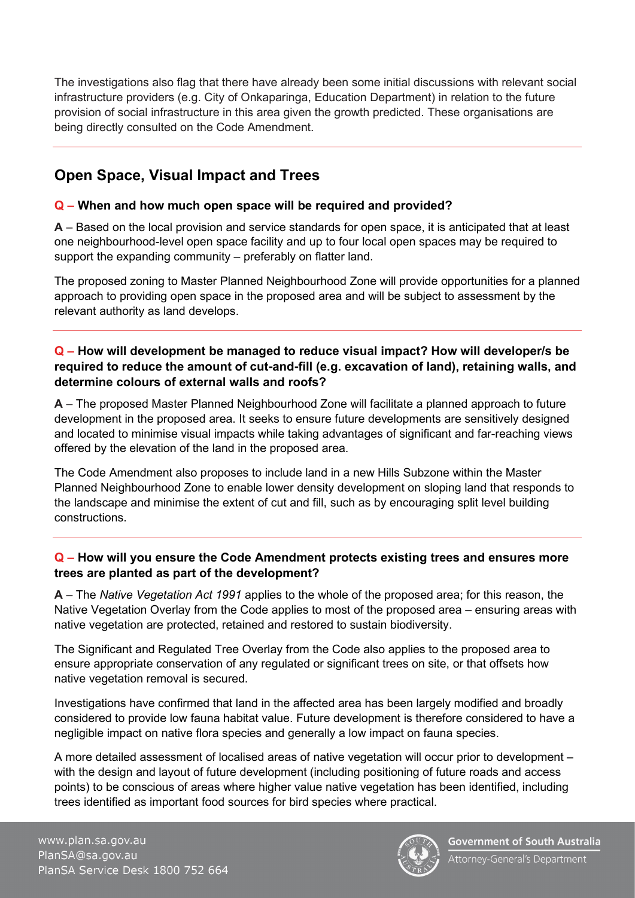The investigations also flag that there have already been some initial discussions with relevant social infrastructure providers (e.g. City of Onkaparinga, Education Department) in relation to the future provision of social infrastructure in this area given the growth predicted. These organisations are being directly consulted on the Code Amendment.

---

## Open Space, Visual Impact and Trees

### Q – When and how much open space will be required and provided?

**A** – Based on the local provision and service standards for open space, it is anticipated that at least one neighbourhood-level open space facility and up to four local open spaces may be required to support the expanding community – preferably on flatter land.

The proposed zoning to Master Planned Neighbourhood Zone will provide opportunities for a planned approach to providing open space in the proposed area and will be subject to assessment by the relevant authority as land develops.

---

### Q – How will development be managed to reduce visual impact? How will developer/s be required to reduce the amount of cut-and-fill (e.g. excavation of land), retaining walls, and determine colours of external walls and roofs?

**A** – The proposed Master Planned Neighbourhood Zone will facilitate a planned approach to future development in the proposed area. It seeks to ensure future developments are sensitively designed and located to minimise visual impacts while taking advantages of significant and far-reaching views offered by the elevation of the land in the proposed area.

The Code Amendment also proposes to include land in a new Hills Subzone within the Master Planned Neighbourhood Zone to enable lower density development on sloping land that responds to the landscape and minimise the extent of cut and fill, such as by encouraging split level building constructions.

---

### Q – How will you ensure the Code Amendment protects existing trees and ensures more trees are planted as part of the development?

**A** – The *Native Vegetation Act 1991* applies to the whole of the proposed area; for this reason, the Native Vegetation Overlay from the Code applies to most of the proposed area – ensuring areas with native vegetation are protected, retained and restored to sustain biodiversity.

The Significant and Regulated Tree Overlay from the Code also applies to the proposed area to ensure appropriate conservation of any regulated or significant trees on site, or that offsets how native vegetation removal is secured.

Investigations have confirmed that land in the affected area has been largely modified and broadly considered to provide low fauna habitat value. Future development is therefore considered to have a negligible impact on native flora species and generally a low impact on fauna species.

A more detailed assessment of localised areas of native vegetation will occur prior to development – with the design and layout of future development (including positioning of future roads and access points) to be conscious of areas where higher value native vegetation has been identified, including trees identified as important food sources for bird species where practical.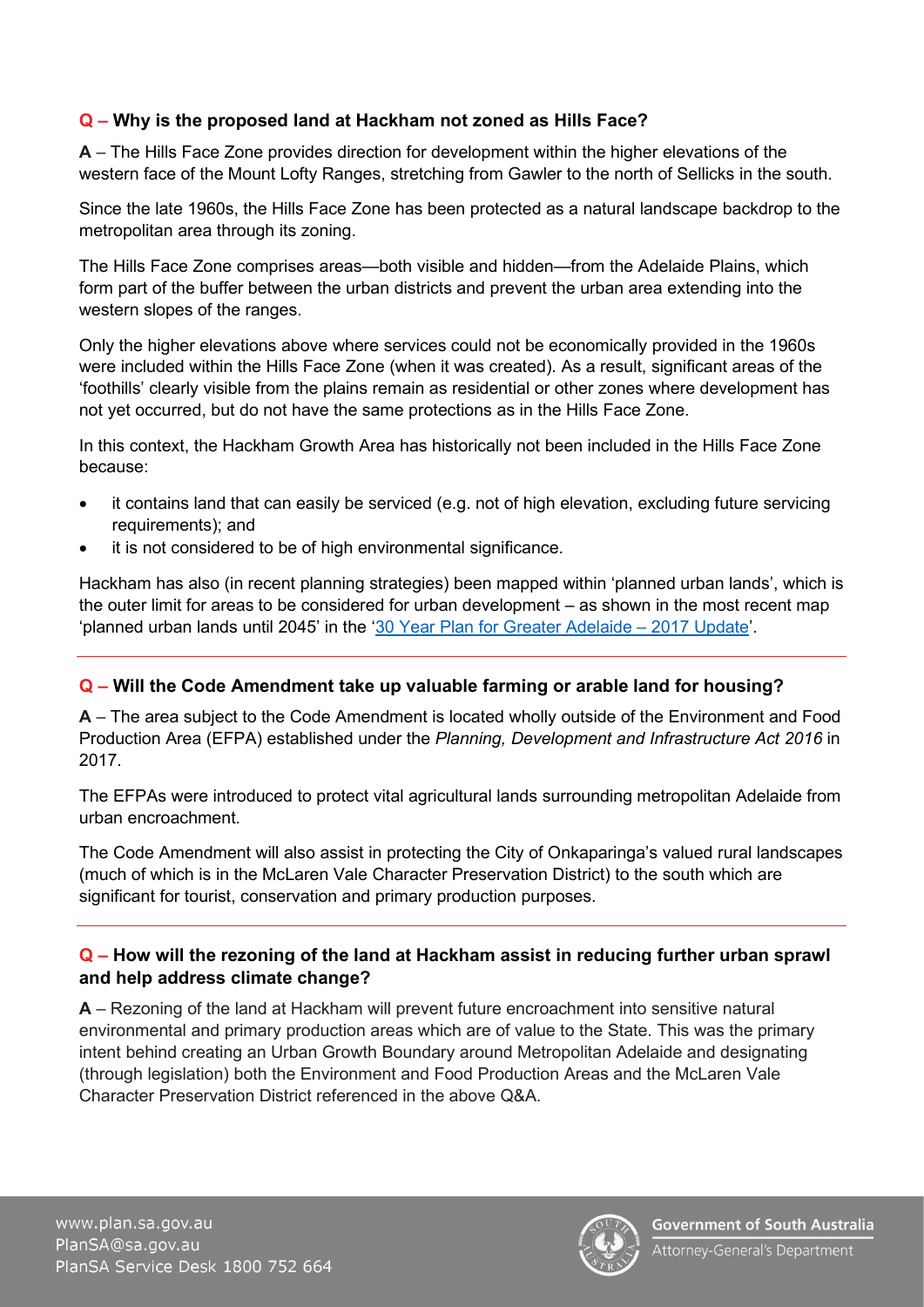**Q – Why is the proposed land at Hackham not zoned as Hills Face?**

**A** – The Hills Face Zone provides direction for development within the higher elevations of the western face of the Mount Lofty Ranges, stretching from Gawler to the north of Sellicks in the south.

Since the late 1960s, the Hills Face Zone has been protected as a natural landscape backdrop to the metropolitan area through its zoning.

The Hills Face Zone comprises areas—both visible and hidden—from the Adelaide Plains, which form part of the buffer between the urban districts and prevent the urban area extending into the western slopes of the ranges.

Only the higher elevations above where services could not be economically provided in the 1960s were included within the Hills Face Zone (when it was created). As a result, significant areas of the 'foothills' clearly visible from the plains remain as residential or other zones where development has not yet occurred, but do not have the same protections as in the Hills Face Zone.

In this context, the Hackham Growth Area has historically not been included in the Hills Face Zone because:

- it contains land that can easily be serviced (e.g. not of high elevation, excluding future servicing requirements); and
- it is not considered to be of high environmental significance.

Hackham has also (in recent planning strategies) been mapped within 'planned urban lands', which is the outer limit for areas to be considered for urban development – as shown in the most recent map 'planned urban lands until 2045' in the '30 Year Plan for Greater Adelaide – 2017 Update'.

---

**Q – Will the Code Amendment take up valuable farming or arable land for housing?**

**A** – The area subject to the Code Amendment is located wholly outside of the Environment and Food Production Area (EFPA) established under the *Planning, Development and Infrastructure Act 2016* in 2017.

The EFPAs were introduced to protect vital agricultural lands surrounding metropolitan Adelaide from urban encroachment.

The Code Amendment will also assist in protecting the City of Onkaparinga's valued rural landscapes (much of which is in the McLaren Vale Character Preservation District) to the south which are significant for tourist, conservation and primary production purposes.

---

**Q – How will the rezoning of the land at Hackham assist in reducing further urban sprawl and help address climate change?**

**A** – Rezoning of the land at Hackham will prevent future encroachment into sensitive natural environmental and primary production areas which are of value to the State. This was the primary intent behind creating an Urban Growth Boundary around Metropolitan Adelaide and designating (through legislation) both the Environment and Food Production Areas and the McLaren Vale Character Preservation District referenced in the above Q&A.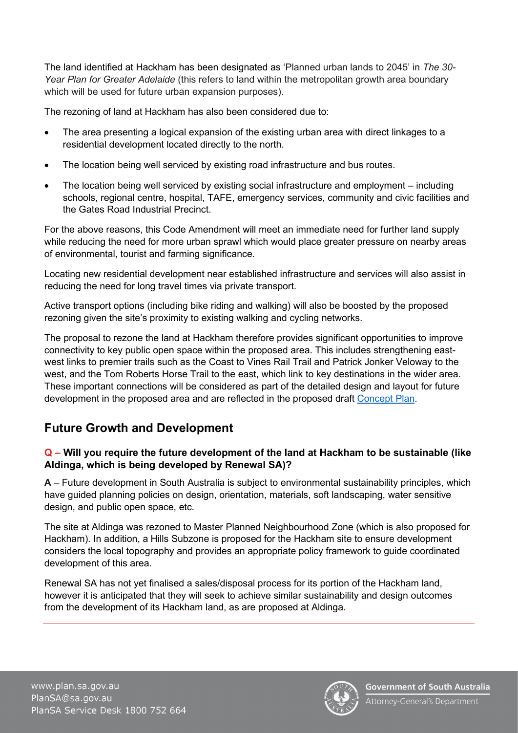The land identified at Hackham has been designated as 'Planned urban lands to 2045' in *The 30-Year Plan for Greater Adelaide* (this refers to land within the metropolitan growth area boundary which will be used for future urban expansion purposes).

The rezoning of land at Hackham has also been considered due to:

- The area presenting a logical expansion of the existing urban area with direct linkages to a residential development located directly to the north.
- The location being well serviced by existing road infrastructure and bus routes.
- The location being well serviced by existing social infrastructure and employment – including schools, regional centre, hospital, TAFE, emergency services, community and civic facilities and the Gates Road Industrial Precinct.

For the above reasons, this Code Amendment will meet an immediate need for further land supply while reducing the need for more urban sprawl which would place greater pressure on nearby areas of environmental, tourist and farming significance.

Locating new residential development near established infrastructure and services will also assist in reducing the need for long travel times via private transport.

Active transport options (including bike riding and walking) will also be boosted by the proposed rezoning given the site's proximity to existing walking and cycling networks.

The proposal to rezone the land at Hackham therefore provides significant opportunities to improve connectivity to key public open space within the proposed area. This includes strengthening east-west links to premier trails such as the Coast to Vines Rail Trail and Patrick Jonker Veloway to the west, and the Tom Roberts Horse Trail to the east, which link to key destinations in the wider area. These important connections will be considered as part of the detailed design and layout for future development in the proposed area and are reflected in the proposed draft Concept Plan.

## Future Growth and Development

**Q – Will you require the future development of the land at Hackham to be sustainable (like Aldinga, which is being developed by Renewal SA)?**

**A** – Future development in South Australia is subject to environmental sustainability principles, which have guided planning policies on design, orientation, materials, soft landscaping, water sensitive design, and public open space, etc.

The site at Aldinga was rezoned to Master Planned Neighbourhood Zone (which is also proposed for Hackham). In addition, a Hills Subzone is proposed for the Hackham site to ensure development considers the local topography and provides an appropriate policy framework to guide coordinated development of this area.

Renewal SA has not yet finalised a sales/disposal process for its portion of the Hackham land, however it is anticipated that they will seek to achieve similar sustainability and design outcomes from the development of its Hackham land, as are proposed at Aldinga.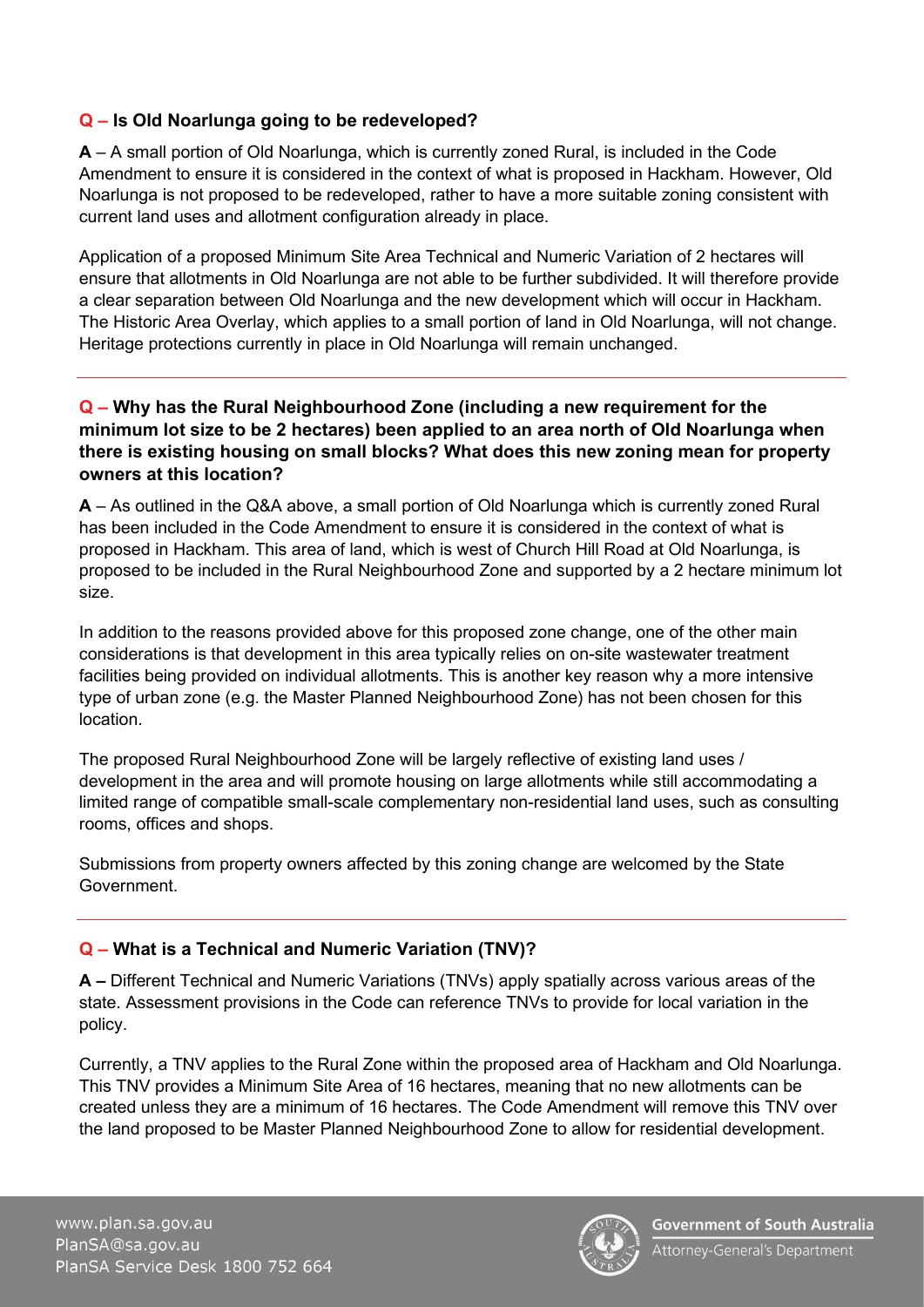**Q – Is Old Noarlunga going to be redeveloped?**

**A** – A small portion of Old Noarlunga, which is currently zoned Rural, is included in the Code Amendment to ensure it is considered in the context of what is proposed in Hackham. However, Old Noarlunga is not proposed to be redeveloped, rather to have a more suitable zoning consistent with current land uses and allotment configuration already in place.

Application of a proposed Minimum Site Area Technical and Numeric Variation of 2 hectares will ensure that allotments in Old Noarlunga are not able to be further subdivided. It will therefore provide a clear separation between Old Noarlunga and the new development which will occur in Hackham. The Historic Area Overlay, which applies to a small portion of land in Old Noarlunga, will not change. Heritage protections currently in place in Old Noarlunga will remain unchanged.

---

**Q – Why has the Rural Neighbourhood Zone (including a new requirement for the minimum lot size to be 2 hectares) been applied to an area north of Old Noarlunga when there is existing housing on small blocks? What does this new zoning mean for property owners at this location?**

**A** – As outlined in the Q&A above, a small portion of Old Noarlunga which is currently zoned Rural has been included in the Code Amendment to ensure it is considered in the context of what is proposed in Hackham. This area of land, which is west of Church Hill Road at Old Noarlunga, is proposed to be included in the Rural Neighbourhood Zone and supported by a 2 hectare minimum lot size.

In addition to the reasons provided above for this proposed zone change, one of the other main considerations is that development in this area typically relies on on-site wastewater treatment facilities being provided on individual allotments. This is another key reason why a more intensive type of urban zone (e.g. the Master Planned Neighbourhood Zone) has not been chosen for this location.

The proposed Rural Neighbourhood Zone will be largely reflective of existing land uses / development in the area and will promote housing on large allotments while still accommodating a limited range of compatible small-scale complementary non-residential land uses, such as consulting rooms, offices and shops.

Submissions from property owners affected by this zoning change are welcomed by the State Government.

---

**Q – What is a Technical and Numeric Variation (TNV)?**

**A –** Different Technical and Numeric Variations (TNVs) apply spatially across various areas of the state. Assessment provisions in the Code can reference TNVs to provide for local variation in the policy.

Currently, a TNV applies to the Rural Zone within the proposed area of Hackham and Old Noarlunga. This TNV provides a Minimum Site Area of 16 hectares, meaning that no new allotments can be created unless they are a minimum of 16 hectares. The Code Amendment will remove this TNV over the land proposed to be Master Planned Neighbourhood Zone to allow for residential development.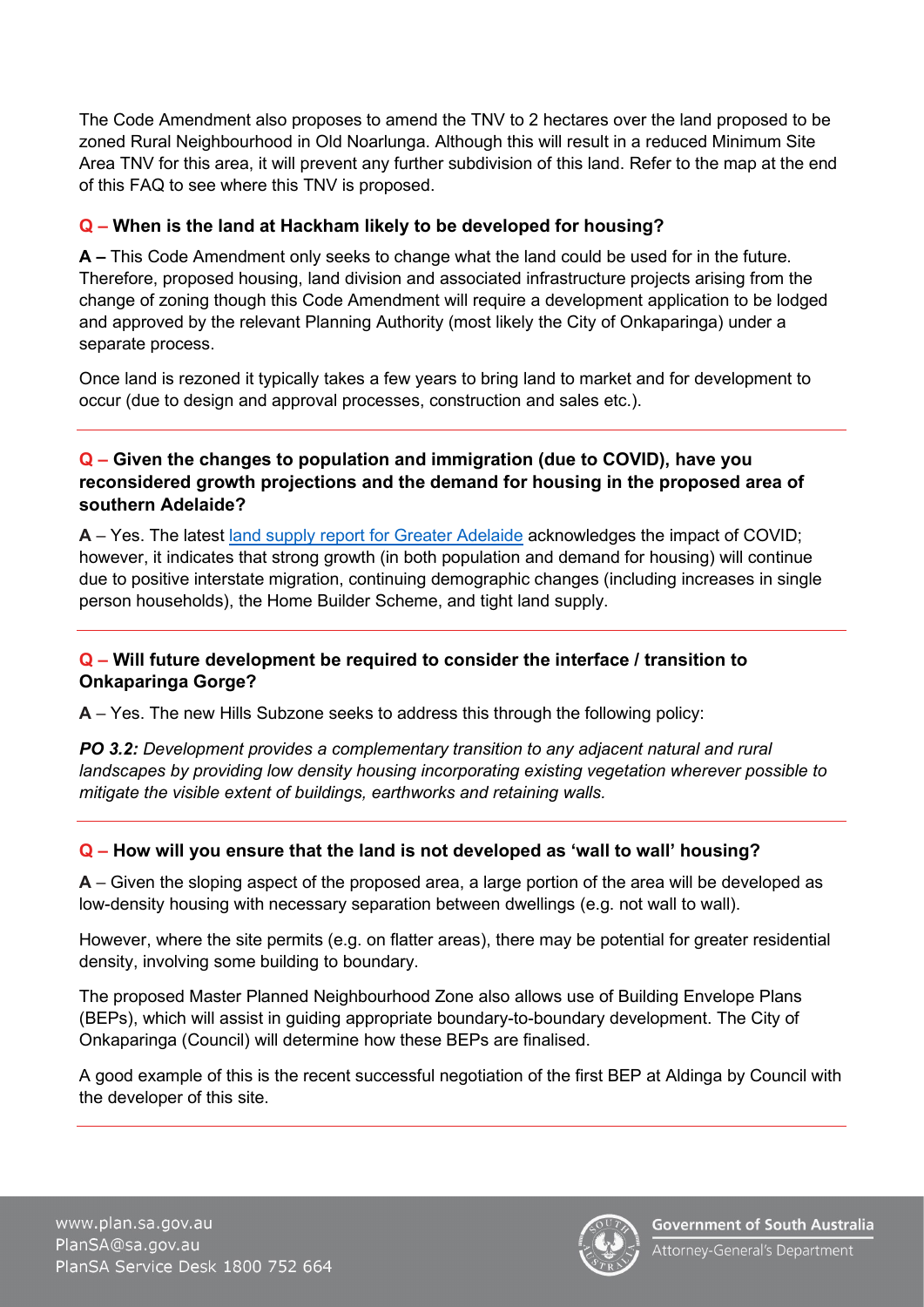The Code Amendment also proposes to amend the TNV to 2 hectares over the land proposed to be zoned Rural Neighbourhood in Old Noarlunga. Although this will result in a reduced Minimum Site Area TNV for this area, it will prevent any further subdivision of this land. Refer to the map at the end of this FAQ to see where this TNV is proposed.

**Q – When is the land at Hackham likely to be developed for housing?**

**A –** This Code Amendment only seeks to change what the land could be used for in the future. Therefore, proposed housing, land division and associated infrastructure projects arising from the change of zoning though this Code Amendment will require a development application to be lodged and approved by the relevant Planning Authority (most likely the City of Onkaparinga) under a separate process.

Once land is rezoned it typically takes a few years to bring land to market and for development to occur (due to design and approval processes, construction and sales etc.).

---

**Q – Given the changes to population and immigration (due to COVID), have you reconsidered growth projections and the demand for housing in the proposed area of southern Adelaide?**

**A** – Yes. The latest land supply report for Greater Adelaide acknowledges the impact of COVID; however, it indicates that strong growth (in both population and demand for housing) will continue due to positive interstate migration, continuing demographic changes (including increases in single person households), the Home Builder Scheme, and tight land supply.

---

**Q – Will future development be required to consider the interface / transition to Onkaparinga Gorge?**

**A** – Yes. The new Hills Subzone seeks to address this through the following policy:

***PO 3.2:*** *Development provides a complementary transition to any adjacent natural and rural landscapes by providing low density housing incorporating existing vegetation wherever possible to mitigate the visible extent of buildings, earthworks and retaining walls.*

---

**Q – How will you ensure that the land is not developed as 'wall to wall' housing?**

**A** – Given the sloping aspect of the proposed area, a large portion of the area will be developed as low-density housing with necessary separation between dwellings (e.g. not wall to wall).

However, where the site permits (e.g. on flatter areas), there may be potential for greater residential density, involving some building to boundary.

The proposed Master Planned Neighbourhood Zone also allows use of Building Envelope Plans (BEPs), which will assist in guiding appropriate boundary-to-boundary development. The City of Onkaparinga (Council) will determine how these BEPs are finalised.

A good example of this is the recent successful negotiation of the first BEP at Aldinga by Council with the developer of this site.

---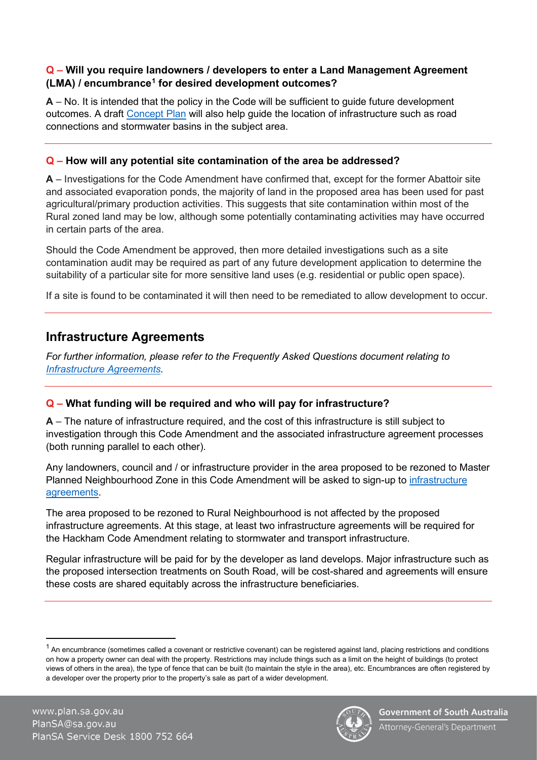**Q – Will you require landowners / developers to enter a Land Management Agreement (LMA) / encumbrance[1] for desired development outcomes?**

**A** – No. It is intended that the policy in the Code will be sufficient to guide future development outcomes. A draft Concept Plan will also help guide the location of infrastructure such as road connections and stormwater basins in the subject area.

---

**Q – How will any potential site contamination of the area be addressed?**

**A** – Investigations for the Code Amendment have confirmed that, except for the former Abattoir site and associated evaporation ponds, the majority of land in the proposed area has been used for past agricultural/primary production activities. This suggests that site contamination within most of the Rural zoned land may be low, although some potentially contaminating activities may have occurred in certain parts of the area.

Should the Code Amendment be approved, then more detailed investigations such as a site contamination audit may be required as part of any future development application to determine the suitability of a particular site for more sensitive land uses (e.g. residential or public open space).

If a site is found to be contaminated it will then need to be remediated to allow development to occur.

---

## Infrastructure Agreements

*For further information, please refer to the Frequently Asked Questions document relating to Infrastructure Agreements.*

---

**Q – What funding will be required and who will pay for infrastructure?**

**A** – The nature of infrastructure required, and the cost of this infrastructure is still subject to investigation through this Code Amendment and the associated infrastructure agreement processes (both running parallel to each other).

Any landowners, council and / or infrastructure provider in the area proposed to be rezoned to Master Planned Neighbourhood Zone in this Code Amendment will be asked to sign-up to infrastructure agreements.

The area proposed to be rezoned to Rural Neighbourhood is not affected by the proposed infrastructure agreements. At this stage, at least two infrastructure agreements will be required for the Hackham Code Amendment relating to stormwater and transport infrastructure.

Regular infrastructure will be paid for by the developer as land develops. Major infrastructure such as the proposed intersection treatments on South Road, will be cost-shared and agreements will ensure these costs are shared equitably across the infrastructure beneficiaries.

---

[1] An encumbrance (sometimes called a covenant or restrictive covenant) can be registered against land, placing restrictions and conditions on how a property owner can deal with the property. Restrictions may include things such as a limit on the height of buildings (to protect views of others in the area), the type of fence that can be built (to maintain the style in the area), etc. Encumbrances are often registered by a developer over the property prior to the property's sale as part of a wider development.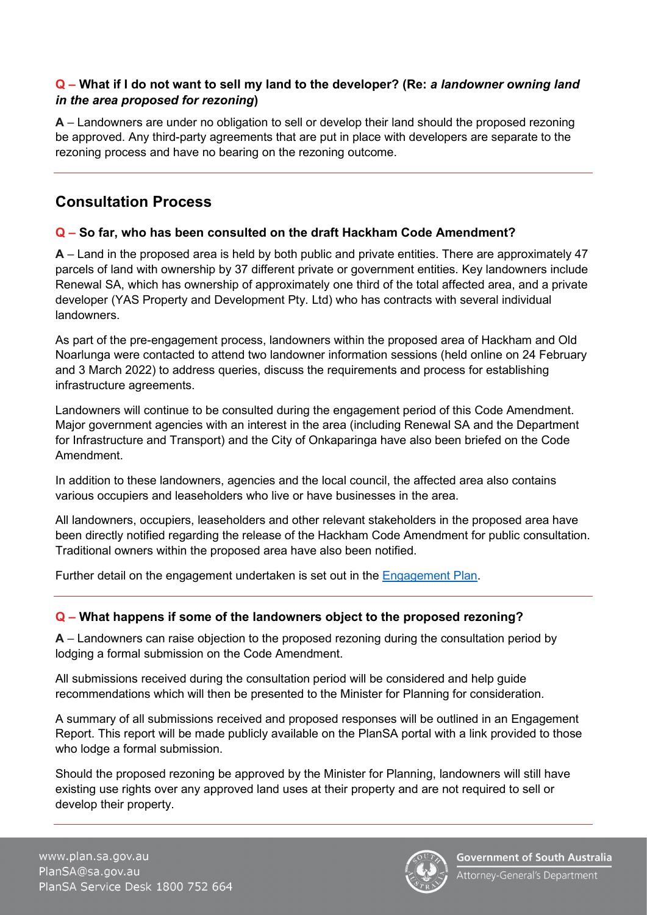**Q – What if I do not want to sell my land to the developer? (Re:** ***a landowner owning land in the area proposed for rezoning*****)**

**A** – Landowners are under no obligation to sell or develop their land should the proposed rezoning be approved. Any third-party agreements that are put in place with developers are separate to the rezoning process and have no bearing on the rezoning outcome.

## Consultation Process

**Q – So far, who has been consulted on the draft Hackham Code Amendment?**

**A** – Land in the proposed area is held by both public and private entities. There are approximately 47 parcels of land with ownership by 37 different private or government entities. Key landowners include Renewal SA, which has ownership of approximately one third of the total affected area, and a private developer (YAS Property and Development Pty. Ltd) who has contracts with several individual landowners.

As part of the pre-engagement process, landowners within the proposed area of Hackham and Old Noarlunga were contacted to attend two landowner information sessions (held online on 24 February and 3 March 2022) to address queries, discuss the requirements and process for establishing infrastructure agreements.

Landowners will continue to be consulted during the engagement period of this Code Amendment. Major government agencies with an interest in the area (including Renewal SA and the Department for Infrastructure and Transport) and the City of Onkaparinga have also been briefed on the Code Amendment.

In addition to these landowners, agencies and the local council, the affected area also contains various occupiers and leaseholders who live or have businesses in the area.

All landowners, occupiers, leaseholders and other relevant stakeholders in the proposed area have been directly notified regarding the release of the Hackham Code Amendment for public consultation. Traditional owners within the proposed area have also been notified.

Further detail on the engagement undertaken is set out in the Engagement Plan.

**Q – What happens if some of the landowners object to the proposed rezoning?**

**A** – Landowners can raise objection to the proposed rezoning during the consultation period by lodging a formal submission on the Code Amendment.

All submissions received during the consultation period will be considered and help guide recommendations which will then be presented to the Minister for Planning for consideration.

A summary of all submissions received and proposed responses will be outlined in an Engagement Report. This report will be made publicly available on the PlanSA portal with a link provided to those who lodge a formal submission.

Should the proposed rezoning be approved by the Minister for Planning, landowners will still have existing use rights over any approved land uses at their property and are not required to sell or develop their property.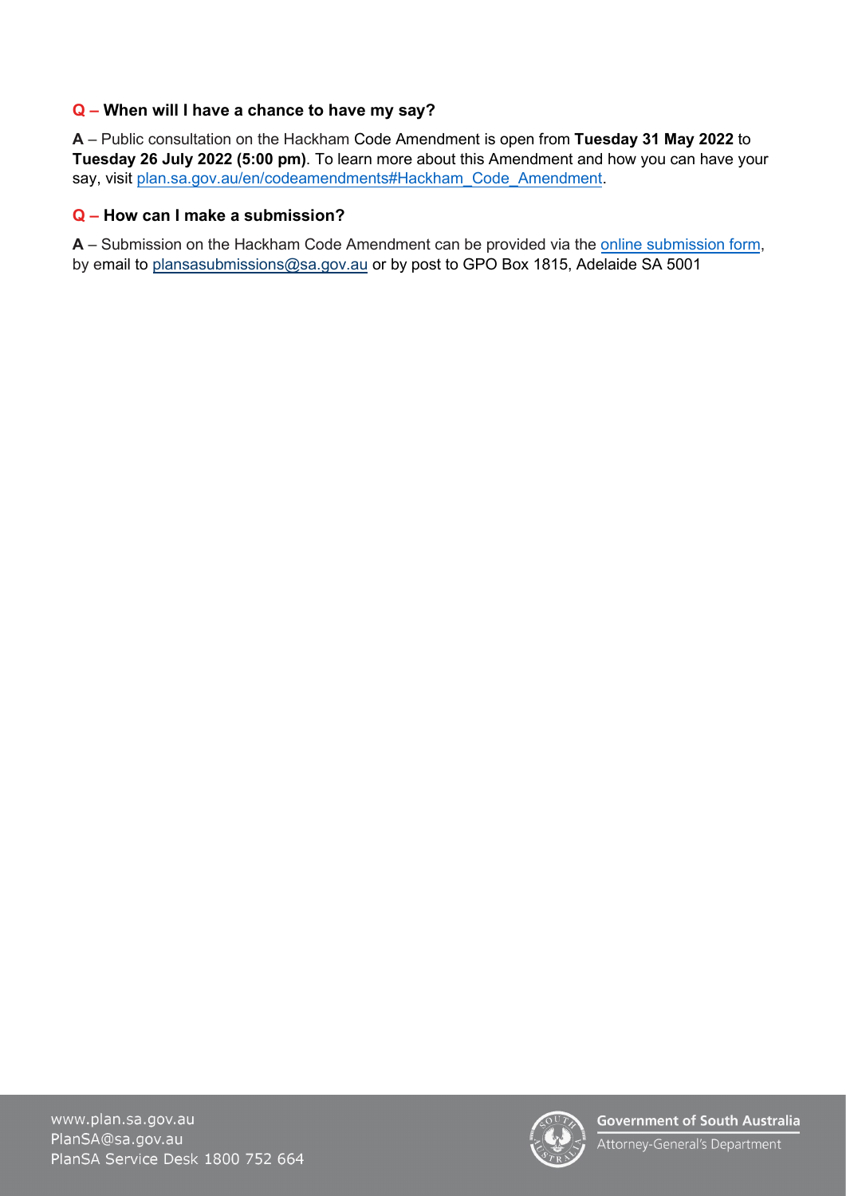**Q – When will I have a chance to have my say?**

**A** – Public consultation on the Hackham Code Amendment is open from **Tuesday 31 May 2022** to **Tuesday 26 July 2022 (5:00 pm)**. To learn more about this Amendment and how you can have your say, visit plan.sa.gov.au/en/codeamendments#Hackham_Code_Amendment.

**Q – How can I make a submission?**

**A** – Submission on the Hackham Code Amendment can be provided via the online submission form, by email to plansasubmissions@sa.gov.au or by post to GPO Box 1815, Adelaide SA 5001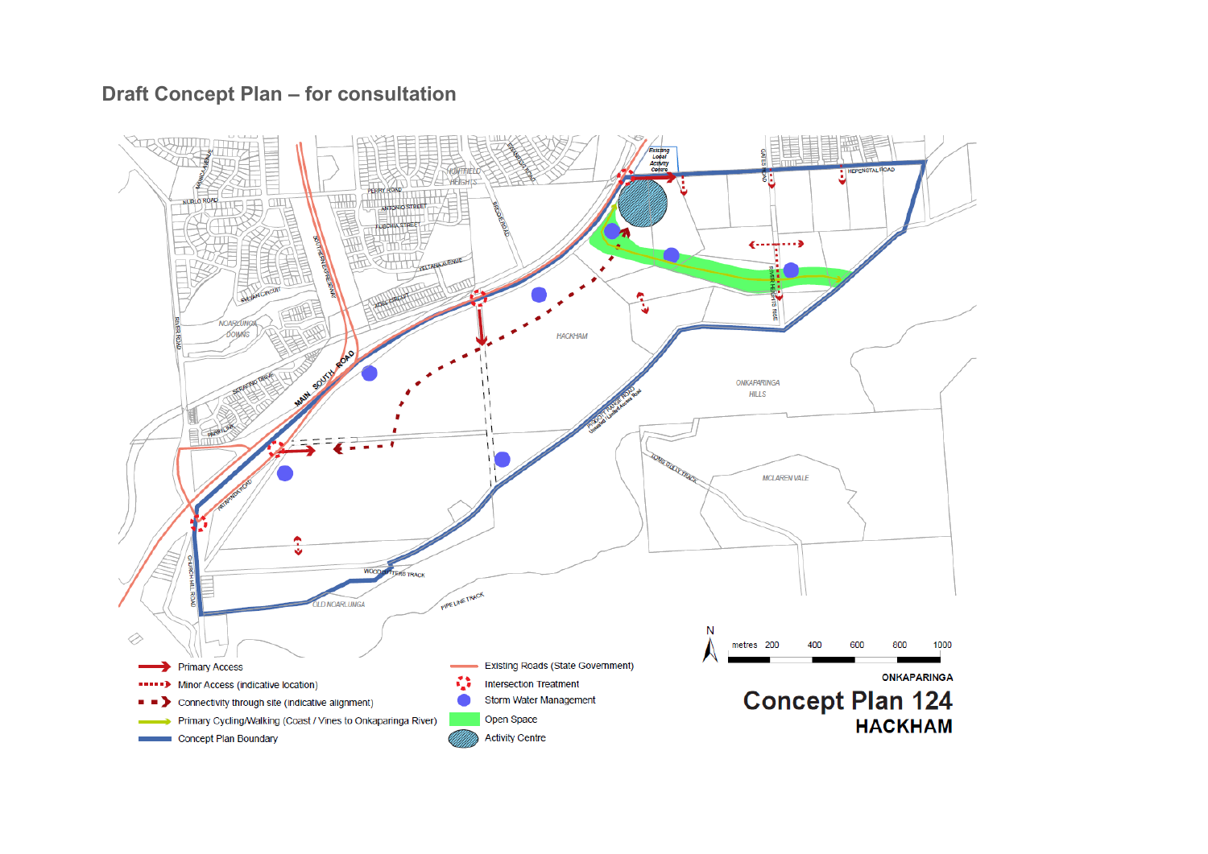## Draft Concept Plan – for consultation

Primary Access

Minor Access (indicative location)

Connectivity through site (indicative alignment)

Primary Cycling/Walking (Coast / Vines to Onkaparinga River)

Concept Plan Boundary

Existing Roads (State Government)

Intersection Treatment

Storm Water Management

Open Space

Activity Centre

N

metres 200 400 600 800 1000

ONKAPARINGA

# Concept Plan 124

## HACKHAM